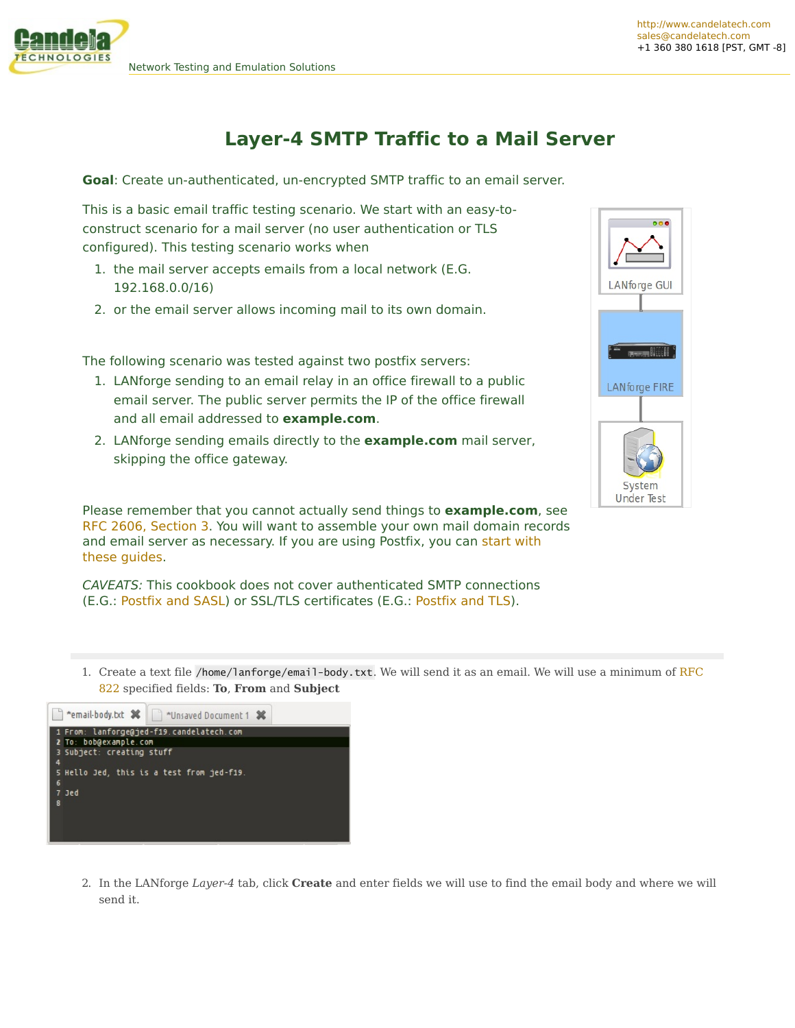# Layer-4 SMTP Traffic to a Mail Server

**Goal**: Create un-authenticated, un-encrypted SMTP traffic to an email server.

This is a basic email traffic testing scenario. We start with an easy-to-construct scenario for a mail server (no user authentication or TLS configured). This testing scenario works when

1. the mail server accepts emails from a local network (E.G. 192.168.0.0/16)
2. or the email server allows incoming mail to its own domain.

The following scenario was tested against two postfix servers:

1. LANforge sending to an email relay in an office firewall to a public email server. The public server permits the IP of the office firewall and all email addressed to **example.com**.
2. LANforge sending emails directly to the **example.com** mail server, skipping the office gateway.

Please remember that you cannot actually send things to **example.com**, see RFC 2606, Section 3. You will want to assemble your own mail domain records and email server as necessary. If you are using Postfix, you can start with these guides.

*CAVEATS:* This cookbook does not cover authenticated SMTP connections (E.G.: Postfix and SASL) or SSL/TLS certificates (E.G.: Postfix and TLS).

---

1. Create a text file `/home/lanforge/email-body.txt`. We will send it as an email. We will use a minimum of RFC 822 specified fields: **To**, **From** and **Subject**

```
From: lanforge@jed-f19.candelatech.com
To: bob@example.com
Subject: creating stuff

Hello Jed, this is a test from jed-f19.

Jed
```

2. In the LANforge *Layer-4* tab, click **Create** and enter fields we will use to find the email body and where we will send it.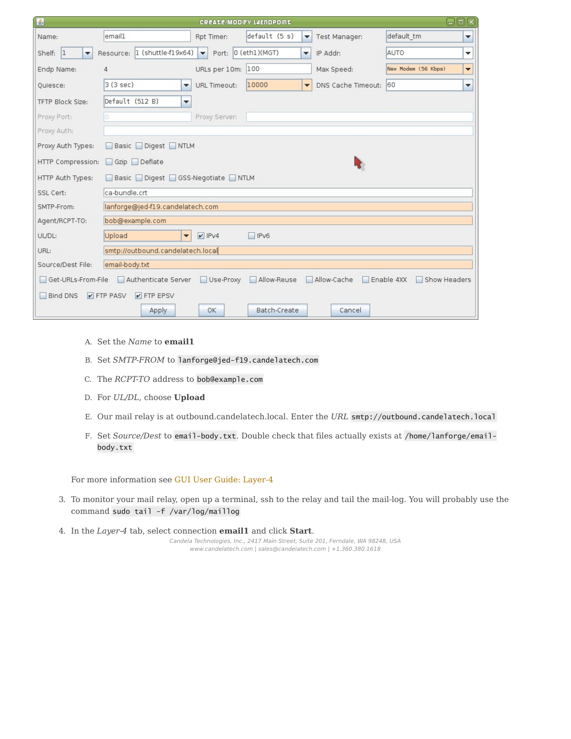A. Set the *Name* to **email1**

B. Set *SMTP-FROM* to `lanforge@jed-f19.candelatech.com`

C. The *RCPT-TO* address to `bob@example.com`

D. For *UL/DL*, choose **Upload**

E. Our mail relay is at outbound.candelatech.local. Enter the *URL* `smtp://outbound.candelatech.local`

F. Set *Source/Dest* to `email-body.txt`. Double check that files actually exists at `/home/lanforge/email-body.txt`

For more information see GUI User Guide: Layer-4

3. To monitor your mail relay, open up a terminal, ssh to the relay and tail the mail-log. You will probably use the command `sudo tail -f /var/log/maillog`

4. In the *Layer-4* tab, select connection **email1** and click **Start**.